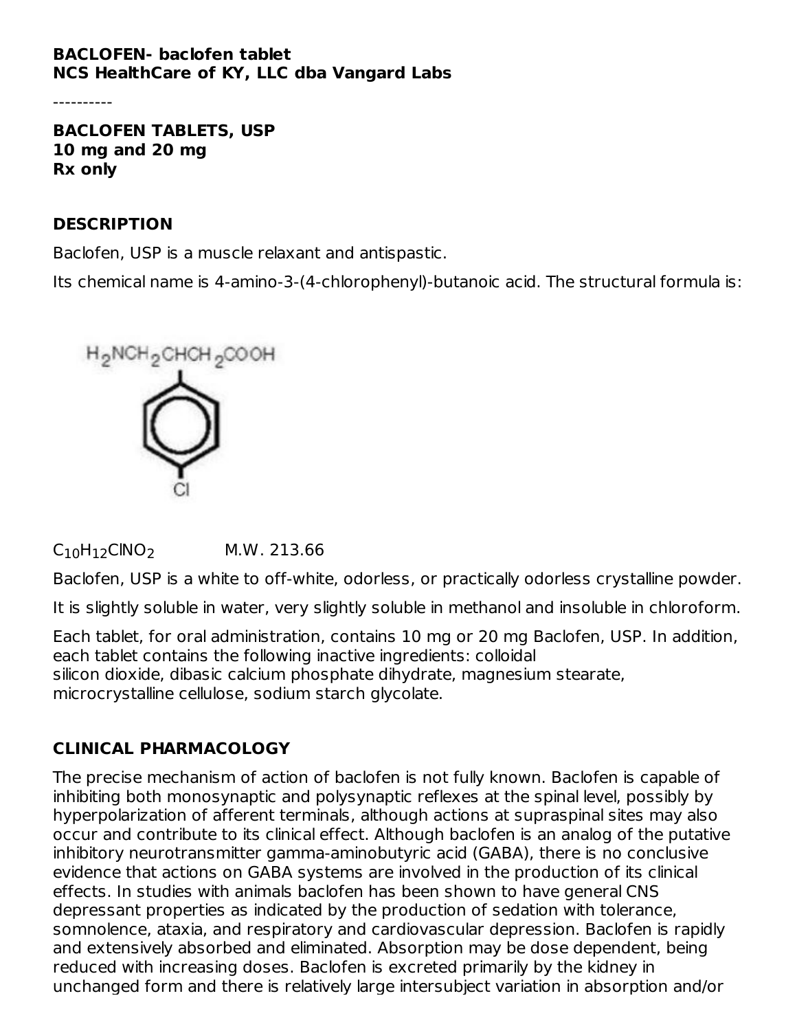**BACLOFEN- baclofen tablet**
**NCS HealthCare of KY, LLC dba Vangard Labs**

----------

**BACLOFEN TABLETS, USP**
**10 mg and 20 mg**
**Rx only**

## DESCRIPTION

Baclofen, USP is a muscle relaxant and antispastic.

Its chemical name is 4-amino-3-(4-chlorophenyl)-butanoic acid. The structural formula is:

$H_2NCH_2CHCH_2COOH$ (with 4-chlorophenyl substituent)

$C_{10}H_{12}ClNO_2$ M.W. 213.66

Baclofen, USP is a white to off-white, odorless, or practically odorless crystalline powder.

It is slightly soluble in water, very slightly soluble in methanol and insoluble in chloroform.

Each tablet, for oral administration, contains 10 mg or 20 mg Baclofen, USP. In addition, each tablet contains the following inactive ingredients: colloidal silicon dioxide, dibasic calcium phosphate dihydrate, magnesium stearate, microcrystalline cellulose, sodium starch glycolate.

## CLINICAL PHARMACOLOGY

The precise mechanism of action of baclofen is not fully known. Baclofen is capable of inhibiting both monosynaptic and polysynaptic reflexes at the spinal level, possibly by hyperpolarization of afferent terminals, although actions at supraspinal sites may also occur and contribute to its clinical effect. Although baclofen is an analog of the putative inhibitory neurotransmitter gamma-aminobutyric acid (GABA), there is no conclusive evidence that actions on GABA systems are involved in the production of its clinical effects. In studies with animals baclofen has been shown to have general CNS depressant properties as indicated by the production of sedation with tolerance, somnolence, ataxia, and respiratory and cardiovascular depression. Baclofen is rapidly and extensively absorbed and eliminated. Absorption may be dose dependent, being reduced with increasing doses. Baclofen is excreted primarily by the kidney in unchanged form and there is relatively large intersubject variation in absorption and/or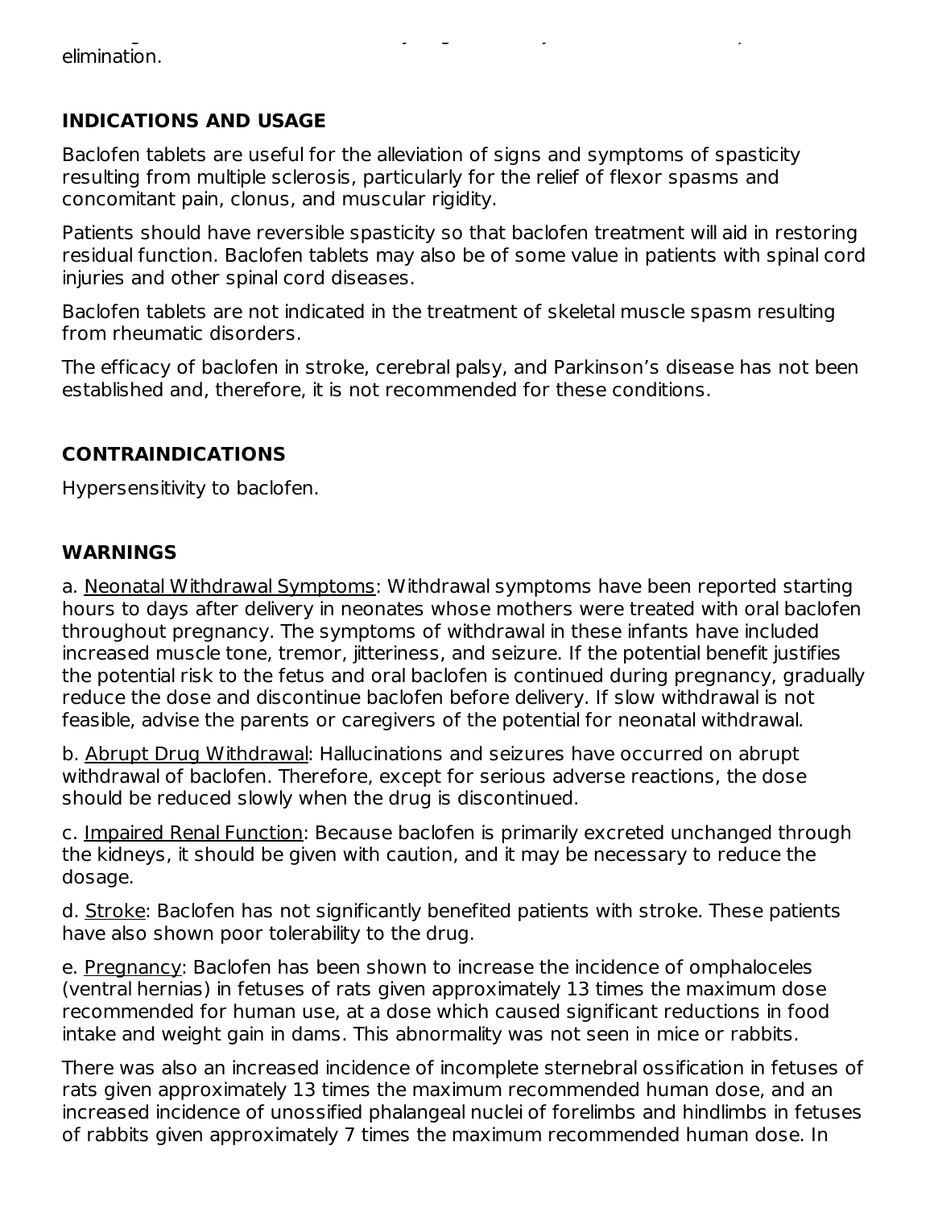elimination.

## INDICATIONS AND USAGE

Baclofen tablets are useful for the alleviation of signs and symptoms of spasticity resulting from multiple sclerosis, particularly for the relief of flexor spasms and concomitant pain, clonus, and muscular rigidity.

Patients should have reversible spasticity so that baclofen treatment will aid in restoring residual function. Baclofen tablets may also be of some value in patients with spinal cord injuries and other spinal cord diseases.

Baclofen tablets are not indicated in the treatment of skeletal muscle spasm resulting from rheumatic disorders.

The efficacy of baclofen in stroke, cerebral palsy, and Parkinson's disease has not been established and, therefore, it is not recommended for these conditions.

## CONTRAINDICATIONS

Hypersensitivity to baclofen.

## WARNINGS

a. Neonatal Withdrawal Symptoms: Withdrawal symptoms have been reported starting hours to days after delivery in neonates whose mothers were treated with oral baclofen throughout pregnancy. The symptoms of withdrawal in these infants have included increased muscle tone, tremor, jitteriness, and seizure. If the potential benefit justifies the potential risk to the fetus and oral baclofen is continued during pregnancy, gradually reduce the dose and discontinue baclofen before delivery. If slow withdrawal is not feasible, advise the parents or caregivers of the potential for neonatal withdrawal.

b. Abrupt Drug Withdrawal: Hallucinations and seizures have occurred on abrupt withdrawal of baclofen. Therefore, except for serious adverse reactions, the dose should be reduced slowly when the drug is discontinued.

c. Impaired Renal Function: Because baclofen is primarily excreted unchanged through the kidneys, it should be given with caution, and it may be necessary to reduce the dosage.

d. Stroke: Baclofen has not significantly benefited patients with stroke. These patients have also shown poor tolerability to the drug.

e. Pregnancy: Baclofen has been shown to increase the incidence of omphaloceles (ventral hernias) in fetuses of rats given approximately 13 times the maximum dose recommended for human use, at a dose which caused significant reductions in food intake and weight gain in dams. This abnormality was not seen in mice or rabbits.

There was also an increased incidence of incomplete sternebral ossification in fetuses of rats given approximately 13 times the maximum recommended human dose, and an increased incidence of unossified phalangeal nuclei of forelimbs and hindlimbs in fetuses of rabbits given approximately 7 times the maximum recommended human dose. In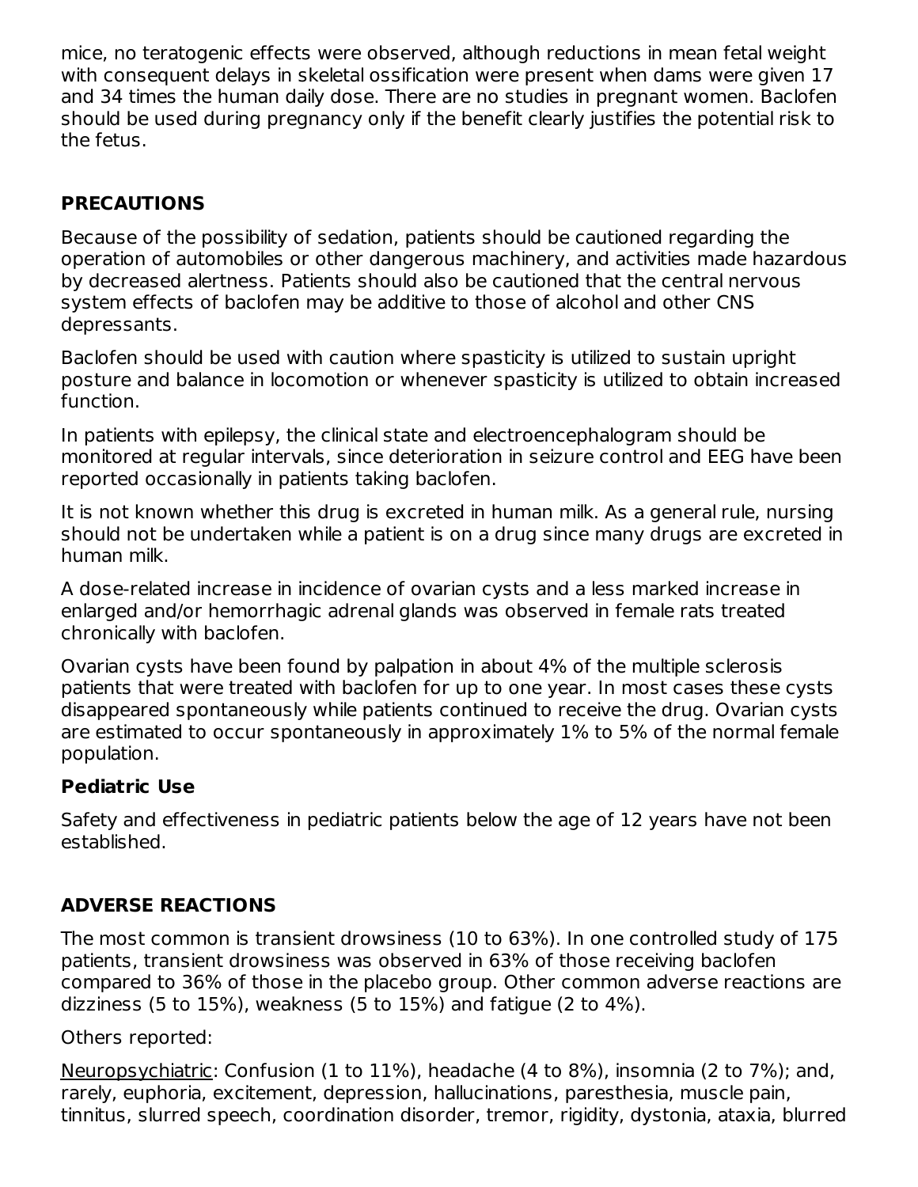mice, no teratogenic effects were observed, although reductions in mean fetal weight with consequent delays in skeletal ossification were present when dams were given 17 and 34 times the human daily dose. There are no studies in pregnant women. Baclofen should be used during pregnancy only if the benefit clearly justifies the potential risk to the fetus.

## PRECAUTIONS

Because of the possibility of sedation, patients should be cautioned regarding the operation of automobiles or other dangerous machinery, and activities made hazardous by decreased alertness. Patients should also be cautioned that the central nervous system effects of baclofen may be additive to those of alcohol and other CNS depressants.

Baclofen should be used with caution where spasticity is utilized to sustain upright posture and balance in locomotion or whenever spasticity is utilized to obtain increased function.

In patients with epilepsy, the clinical state and electroencephalogram should be monitored at regular intervals, since deterioration in seizure control and EEG have been reported occasionally in patients taking baclofen.

It is not known whether this drug is excreted in human milk. As a general rule, nursing should not be undertaken while a patient is on a drug since many drugs are excreted in human milk.

A dose-related increase in incidence of ovarian cysts and a less marked increase in enlarged and/or hemorrhagic adrenal glands was observed in female rats treated chronically with baclofen.

Ovarian cysts have been found by palpation in about 4% of the multiple sclerosis patients that were treated with baclofen for up to one year. In most cases these cysts disappeared spontaneously while patients continued to receive the drug. Ovarian cysts are estimated to occur spontaneously in approximately 1% to 5% of the normal female population.

### Pediatric Use

Safety and effectiveness in pediatric patients below the age of 12 years have not been established.

## ADVERSE REACTIONS

The most common is transient drowsiness (10 to 63%). In one controlled study of 175 patients, transient drowsiness was observed in 63% of those receiving baclofen compared to 36% of those in the placebo group. Other common adverse reactions are dizziness (5 to 15%), weakness (5 to 15%) and fatigue (2 to 4%).

Others reported:

Neuropsychiatric: Confusion (1 to 11%), headache (4 to 8%), insomnia (2 to 7%); and, rarely, euphoria, excitement, depression, hallucinations, paresthesia, muscle pain, tinnitus, slurred speech, coordination disorder, tremor, rigidity, dystonia, ataxia, blurred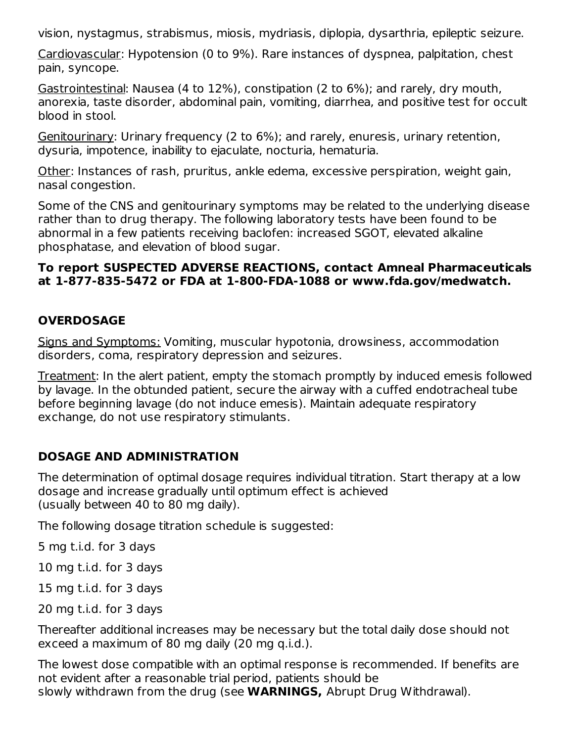vision, nystagmus, strabismus, miosis, mydriasis, diplopia, dysarthria, epileptic seizure.

Cardiovascular: Hypotension (0 to 9%). Rare instances of dyspnea, palpitation, chest pain, syncope.

Gastrointestinal: Nausea (4 to 12%), constipation (2 to 6%); and rarely, dry mouth, anorexia, taste disorder, abdominal pain, vomiting, diarrhea, and positive test for occult blood in stool.

Genitourinary: Urinary frequency (2 to 6%); and rarely, enuresis, urinary retention, dysuria, impotence, inability to ejaculate, nocturia, hematuria.

Other: Instances of rash, pruritus, ankle edema, excessive perspiration, weight gain, nasal congestion.

Some of the CNS and genitourinary symptoms may be related to the underlying disease rather than to drug therapy. The following laboratory tests have been found to be abnormal in a few patients receiving baclofen: increased SGOT, elevated alkaline phosphatase, and elevation of blood sugar.

**To report SUSPECTED ADVERSE REACTIONS, contact Amneal Pharmaceuticals at 1-877-835-5472 or FDA at 1-800-FDA-1088 or www.fda.gov/medwatch.**

## OVERDOSAGE

Signs and Symptoms: Vomiting, muscular hypotonia, drowsiness, accommodation disorders, coma, respiratory depression and seizures.

Treatment: In the alert patient, empty the stomach promptly by induced emesis followed by lavage. In the obtunded patient, secure the airway with a cuffed endotracheal tube before beginning lavage (do not induce emesis). Maintain adequate respiratory exchange, do not use respiratory stimulants.

## DOSAGE AND ADMINISTRATION

The determination of optimal dosage requires individual titration. Start therapy at a low dosage and increase gradually until optimum effect is achieved (usually between 40 to 80 mg daily).

The following dosage titration schedule is suggested:

5 mg t.i.d. for 3 days

10 mg t.i.d. for 3 days

15 mg t.i.d. for 3 days

20 mg t.i.d. for 3 days

Thereafter additional increases may be necessary but the total daily dose should not exceed a maximum of 80 mg daily (20 mg q.i.d.).

The lowest dose compatible with an optimal response is recommended. If benefits are not evident after a reasonable trial period, patients should be slowly withdrawn from the drug (see **WARNINGS,** Abrupt Drug Withdrawal).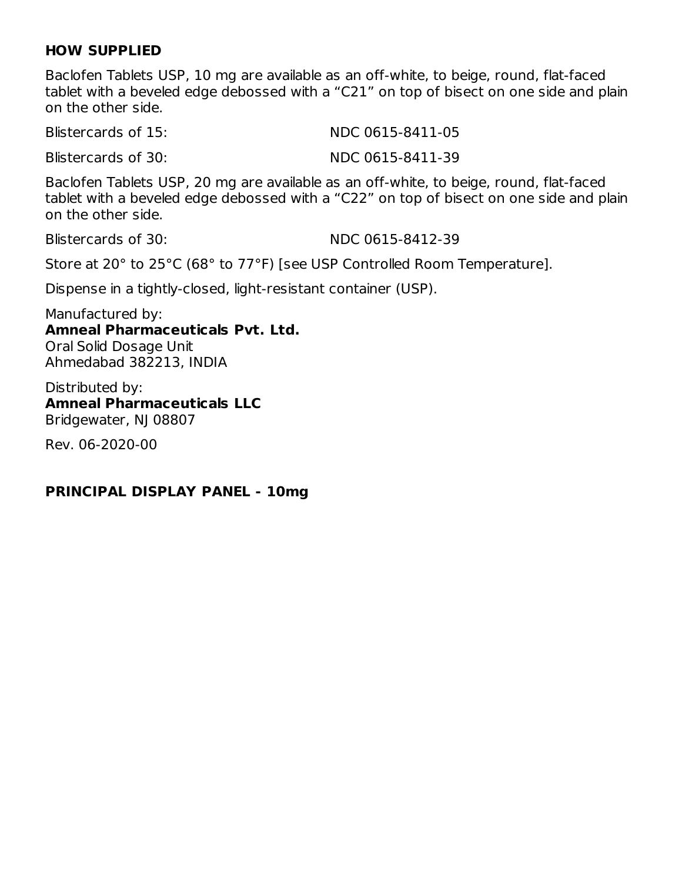## HOW SUPPLIED

Baclofen Tablets USP, 10 mg are available as an off-white, to beige, round, flat-faced tablet with a beveled edge debossed with a “C21” on top of bisect on one side and plain on the other side.

| | |
|---|---|
| Blistercards of 15: | NDC 0615-8411-05 |
| Blistercards of 30: | NDC 0615-8411-39 |

Baclofen Tablets USP, 20 mg are available as an off-white, to beige, round, flat-faced tablet with a beveled edge debossed with a “C22” on top of bisect on one side and plain on the other side.

| | |
|---|---|
| Blistercards of 30: | NDC 0615-8412-39 |

Store at 20° to 25°C (68° to 77°F) [see USP Controlled Room Temperature].

Dispense in a tightly-closed, light-resistant container (USP).

Manufactured by:
**Amneal Pharmaceuticals Pvt. Ltd.**
Oral Solid Dosage Unit
Ahmedabad 382213, INDIA

Distributed by:
**Amneal Pharmaceuticals LLC**
Bridgewater, NJ 08807

Rev. 06-2020-00

## PRINCIPAL DISPLAY PANEL - 10mg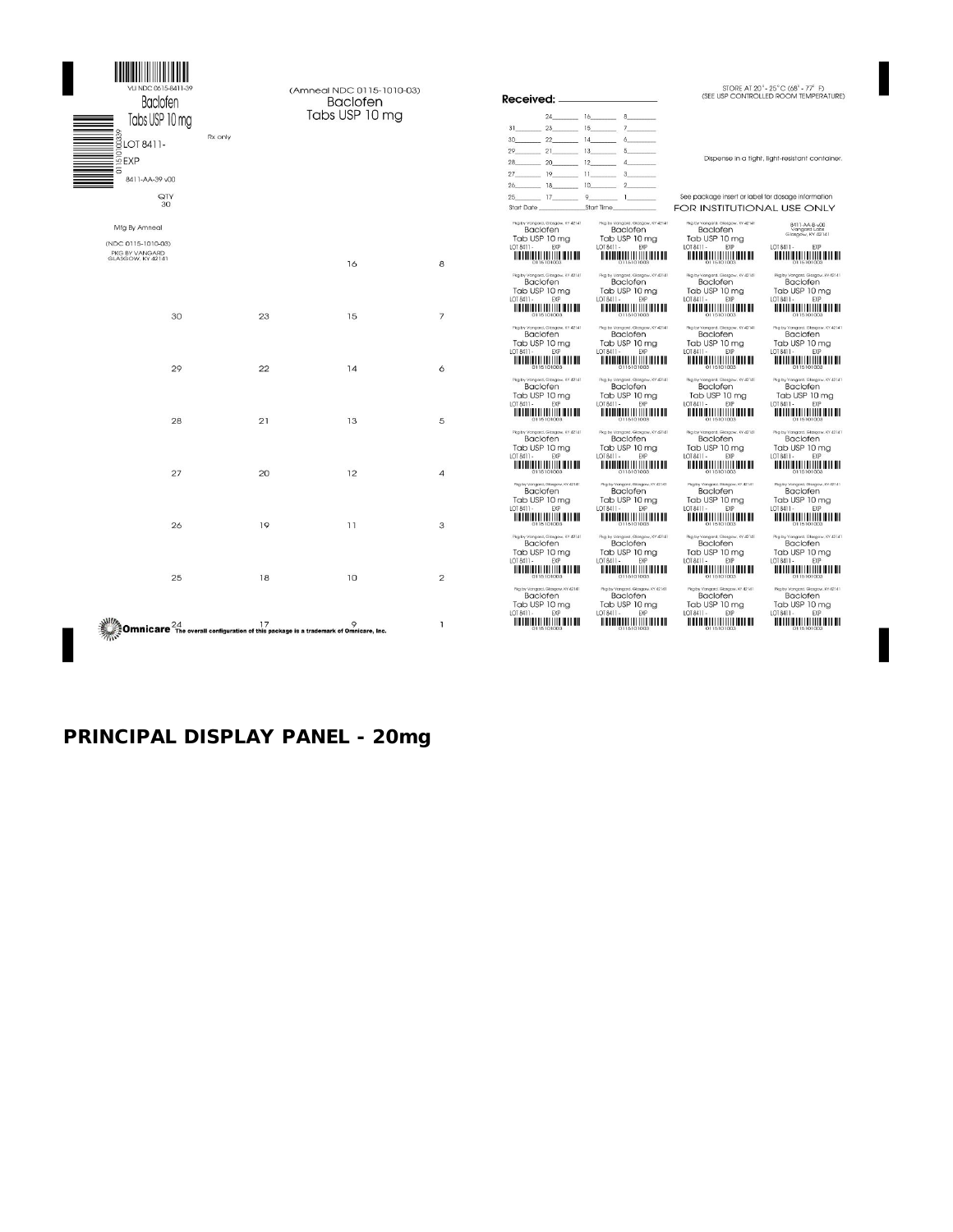VLI NDC 0615-8411-39

Baclofen

Tabs USP 10 mg

LOT 8411-

EXP

8411-AA-39 v00

QTY
30

Rx only

Mfg By Amneal

(NDC 0115-1010-03)

PKG BY VANGARD
GLASGOW, KY 42141

(Amneal NDC 0115-1010-03)

Baclofen

Tabs USP 10 mg

| | | | |
|---|---|---|---|
| | | 16 | 8 |
| 30 | 23 | 15 | 7 |
| 29 | 22 | 14 | 6 |
| 28 | 21 | 13 | 5 |
| 27 | 20 | 12 | 4 |
| 26 | 19 | 11 | 3 |
| 25 | 18 | 10 | 2 |
| 24 | 17 | 9 | 1 |

Omnicare The overall configuration of this package is a trademark of Omnicare, Inc.

**Received:** ____________

| | | |
|---|---|---|
| 24____ | 16____ | 8____ |
| 31____ 23____ | 15____ | 7____ |
| 30____ 22____ | 14____ | 6____ |
| 29____ 21____ | 13____ | 5____ |
| 28____ 20____ | 12____ | 4____ |
| 27____ 19____ | 11____ | 3____ |
| 26____ 18____ | 10____ | 2____ |
| 25____ 17____ | 9____ | 1____ |

Start Date ____________ Start Time ____________

STORE AT 20° - 25° C (68° - 77° F)
(SEE USP CONTROLLED ROOM TEMPERATURE)

Dispense in a tight, light-resistant container.

See package insert or label for dosage information

FOR INSTITUTIONAL USE ONLY

8411-AA-B-v00
Vangard Labs
Glasgow, KY 42141

Pkg by Vangard, Glasgow, KY 42141
Baclofen
Tab USP 10 mg
LOT 8411- EXP
0115101003

## PRINCIPAL DISPLAY PANEL - 20mg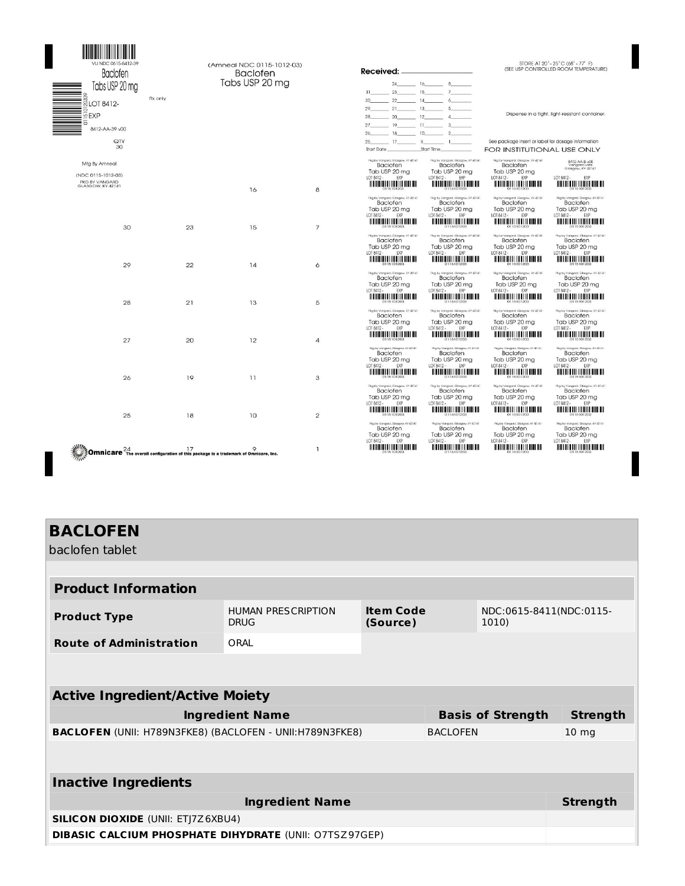VU NDC 0615-8412-39

Baclofen
Tabs USP 20 mg

LOT 8412-
EXP
8412-AA-39 v00

Rx only

QTY
30

Mfg By Amneal

(NDC 0115-1012-03)
PKG BY VANGARD
GLASGOW, KY 42141

(Amneal NDC 0115-1012-03)
Baclofen
Tabs USP 20 mg

16 8

30 23 15 7

29 22 14 6

28 21 13 5

27 20 12 4

26 19 11 3

25 18 10 2

24 17 9 1

Omnicare The overall configuration of this package is a trademark of Omnicare, Inc.

**Received:** ______________

24____ 16____ 8____
31____ 23____ 15____ 7____
30____ 22____ 14____ 6____
29____ 21____ 13____ 5____
28____ 20____ 12____ 4____
27____ 19____ 11____ 3____
26____ 18____ 10____ 2____
25____ 17____ 9____ 1____
Start Date __________ Start Time __________

STORE AT 20° - 25° C (68° - 77° F)
(SEE USP CONTROLLED ROOM TEMPERATURE)

Dispense in a tight, light-resistant container.

See package insert or label for dosage information
FOR INSTITUTIONAL USE ONLY

8412-AA-B-v00
Vangard Labs
Glasgow, KY 42141

Pkg by Vangard, Glasgow, KY 42141
Baclofen
Tab USP 20 mg
LOT 8412- EXP
0115101203

# BACLOFEN

baclofen tablet

| **Product Information** | | | |
|---|---|---|---|
| **Product Type** | HUMAN PRESCRIPTION DRUG | **Item Code (Source)** | NDC:0615-8411(NDC:0115-1010) |
| **Route of Administration** | ORAL | | |

| **Active Ingredient/Active Moiety** | | |
|---|---|---|
| **Ingredient Name** | **Basis of Strength** | **Strength** |
| **BACLOFEN** (UNII: H789N3FKE8) (BACLOFEN - UNII:H789N3FKE8) | BACLOFEN | 10 mg |

| **Inactive Ingredients** | |
|---|---|
| **Ingredient Name** | **Strength** |
| **SILICON DIOXIDE** (UNII: ETJ7Z6XBU4) | |
| **DIBASIC CALCIUM PHOSPHATE DIHYDRATE** (UNII: O7TSZ97GEP) | |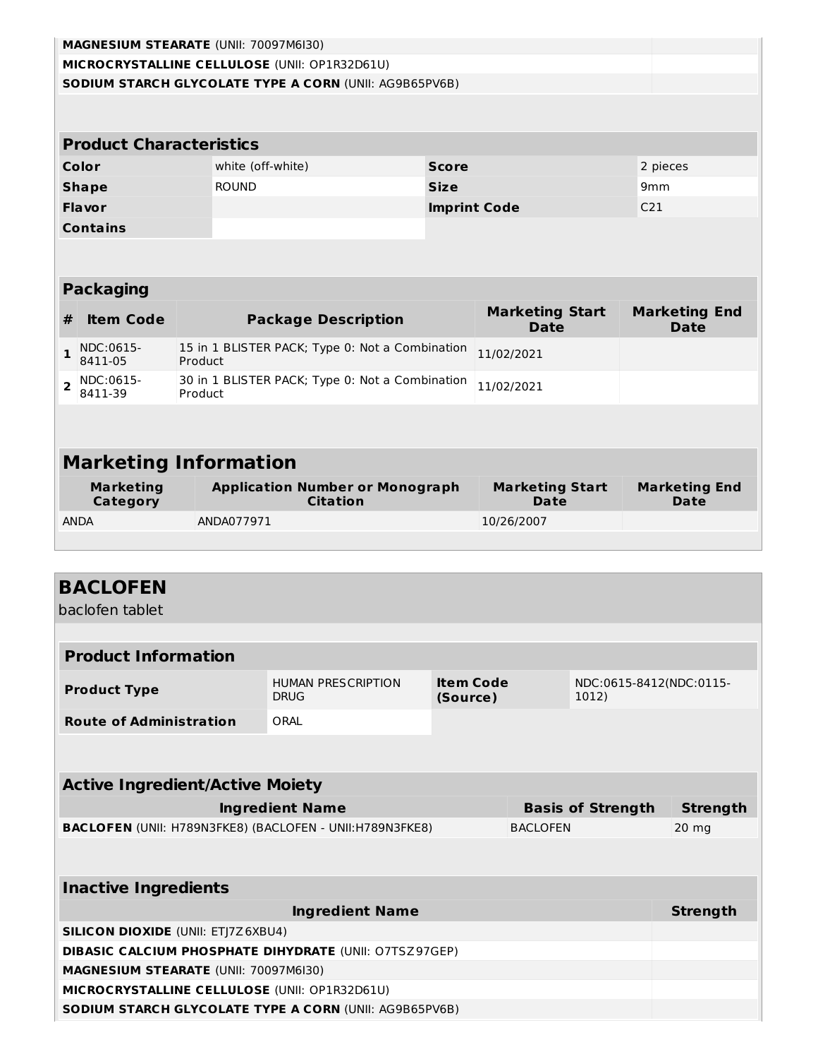| | |
|---|---|
| **MAGNESIUM STEARATE** (UNII: 70097M6I30) | |
| **MICROCRYSTALLINE CELLULOSE** (UNII: OP1R32D61U) | |
| **SODIUM STARCH GLYCOLATE TYPE A CORN** (UNII: AG9B65PV6B) | |

| Product Characteristics | | | |
|---|---|---|---|
| **Color** | white (off-white) | **Score** | 2 pieces |
| **Shape** | ROUND | **Size** | 9mm |
| **Flavor** | | **Imprint Code** | C21 |
| **Contains** | | | |

| Packaging | | | | |
|---|---|---|---|---|
| **#** | **Item Code** | **Package Description** | **Marketing Start Date** | **Marketing End Date** |
| **1** | NDC:0615-8411-05 | 15 in 1 BLISTER PACK; Type 0: Not a Combination Product | 11/02/2021 | |
| **2** | NDC:0615-8411-39 | 30 in 1 BLISTER PACK; Type 0: Not a Combination Product | 11/02/2021 | |

## Marketing Information

| Marketing Category | Application Number or Monograph Citation | Marketing Start Date | Marketing End Date |
|---|---|---|---|
| ANDA | ANDA077971 | 10/26/2007 | |

# BACLOFEN

baclofen tablet

| Product Information | | | |
|---|---|---|---|
| **Product Type** | HUMAN PRESCRIPTION DRUG | **Item Code (Source)** | NDC:0615-8412(NDC:0115-1012) |
| **Route of Administration** | ORAL | | |

| Active Ingredient/Active Moiety | | |
|---|---|---|
| **Ingredient Name** | **Basis of Strength** | **Strength** |
| **BACLOFEN** (UNII: H789N3FKE8) (BACLOFEN - UNII:H789N3FKE8) | BACLOFEN | 20 mg |

| Inactive Ingredients | |
|---|---|
| **Ingredient Name** | **Strength** |
| **SILICON DIOXIDE** (UNII: ETJ7Z6XBU4) | |
| **DIBASIC CALCIUM PHOSPHATE DIHYDRATE** (UNII: O7TSZ97GEP) | |
| **MAGNESIUM STEARATE** (UNII: 70097M6I30) | |
| **MICROCRYSTALLINE CELLULOSE** (UNII: OP1R32D61U) | |
| **SODIUM STARCH GLYCOLATE TYPE A CORN** (UNII: AG9B65PV6B) | |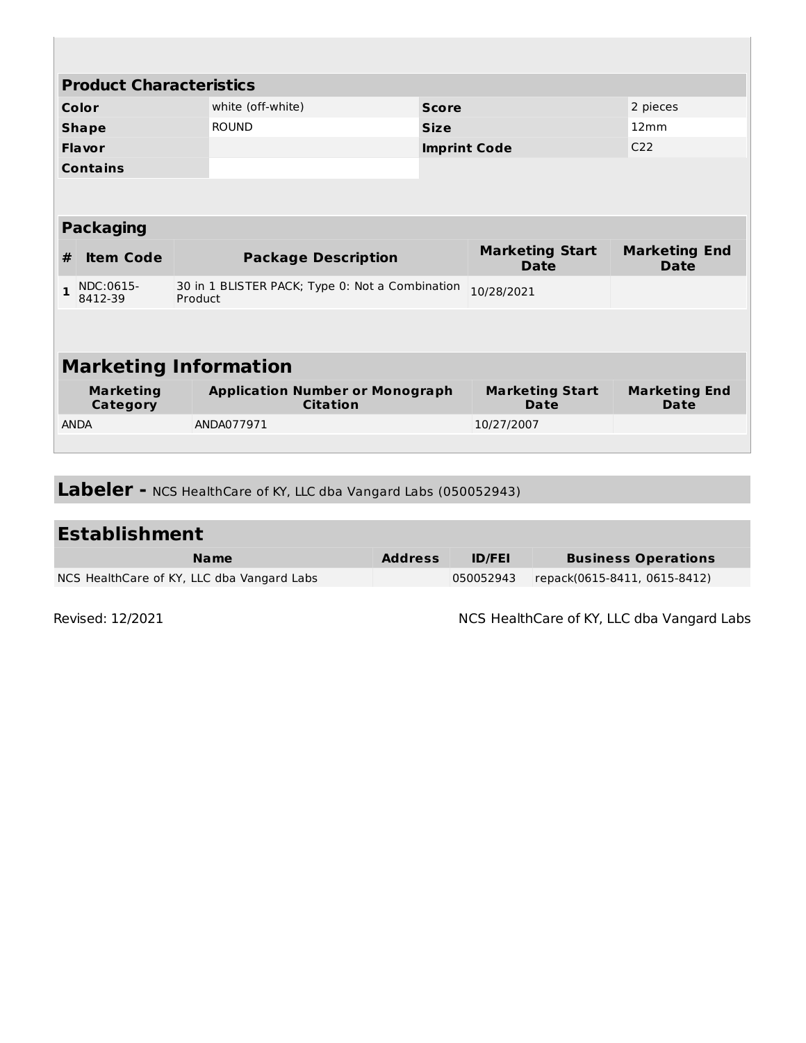| Product Characteristics | | | |
|---|---|---|---|
| **Color** | white (off-white) | **Score** | 2 pieces |
| **Shape** | ROUND | **Size** | 12mm |
| **Flavor** | | **Imprint Code** | C22 |
| **Contains** | | | |

| Packaging | | | | |
|---|---|---|---|---|
| **#** | **Item Code** | **Package Description** | **Marketing Start Date** | **Marketing End Date** |
| 1 | NDC:0615-8412-39 | 30 in 1 BLISTER PACK; Type 0: Not a Combination Product | 10/28/2021 | |

## Marketing Information

| Marketing Category | Application Number or Monograph Citation | Marketing Start Date | Marketing End Date |
|---|---|---|---|
| ANDA | ANDA077971 | 10/27/2007 | |

## Labeler - NCS HealthCare of KY, LLC dba Vangard Labs (050052943)

## Establishment

| Name | Address | ID/FEI | Business Operations |
|---|---|---|---|
| NCS HealthCare of KY, LLC dba Vangard Labs | | 050052943 | repack(0615-8411, 0615-8412) |

Revised: 12/2021

NCS HealthCare of KY, LLC dba Vangard Labs